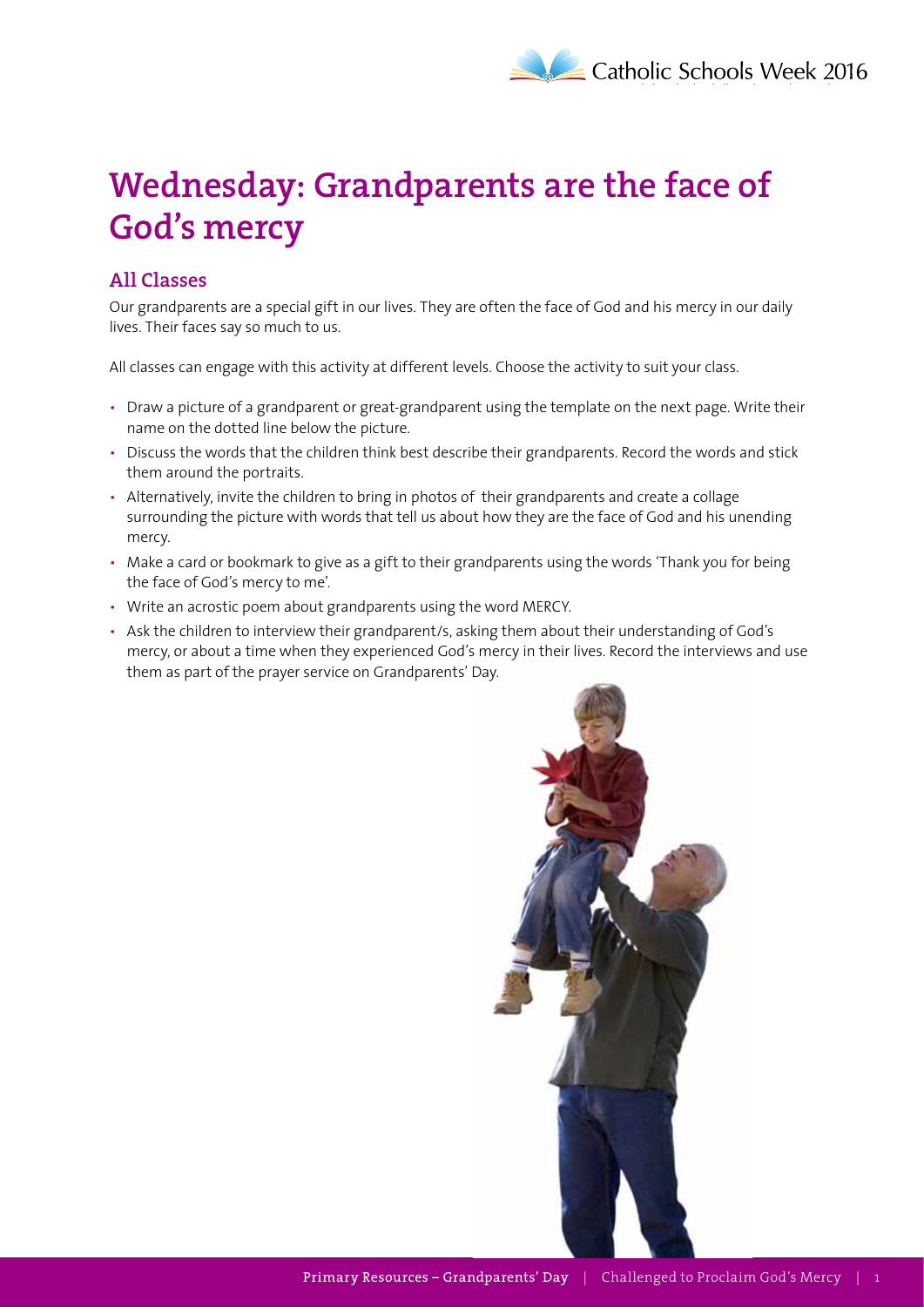# Wednesday: Grandparents are the face of God's mercy

## All Classes

Our grandparents are a special gift in our lives. They are often the face of God and his mercy in our daily lives. Their faces say so much to us.

All classes can engage with this activity at different levels. Choose the activity to suit your class.

- Draw a picture of a grandparent or great-grandparent using the template on the next page. Write their name on the dotted line below the picture.
- Discuss the words that the children think best describe their grandparents. Record the words and stick them around the portraits.
- Alternatively, invite the children to bring in photos of their grandparents and create a collage surrounding the picture with words that tell us about how they are the face of God and his unending mercy.
- Make a card or bookmark to give as a gift to their grandparents using the words 'Thank you for being the face of God's mercy to me'.
- Write an acrostic poem about grandparents using the word MERCY.
- Ask the children to interview their grandparent/s, asking them about their understanding of God's mercy, or about a time when they experienced God's mercy in their lives. Record the interviews and use them as part of the prayer service on Grandparents' Day.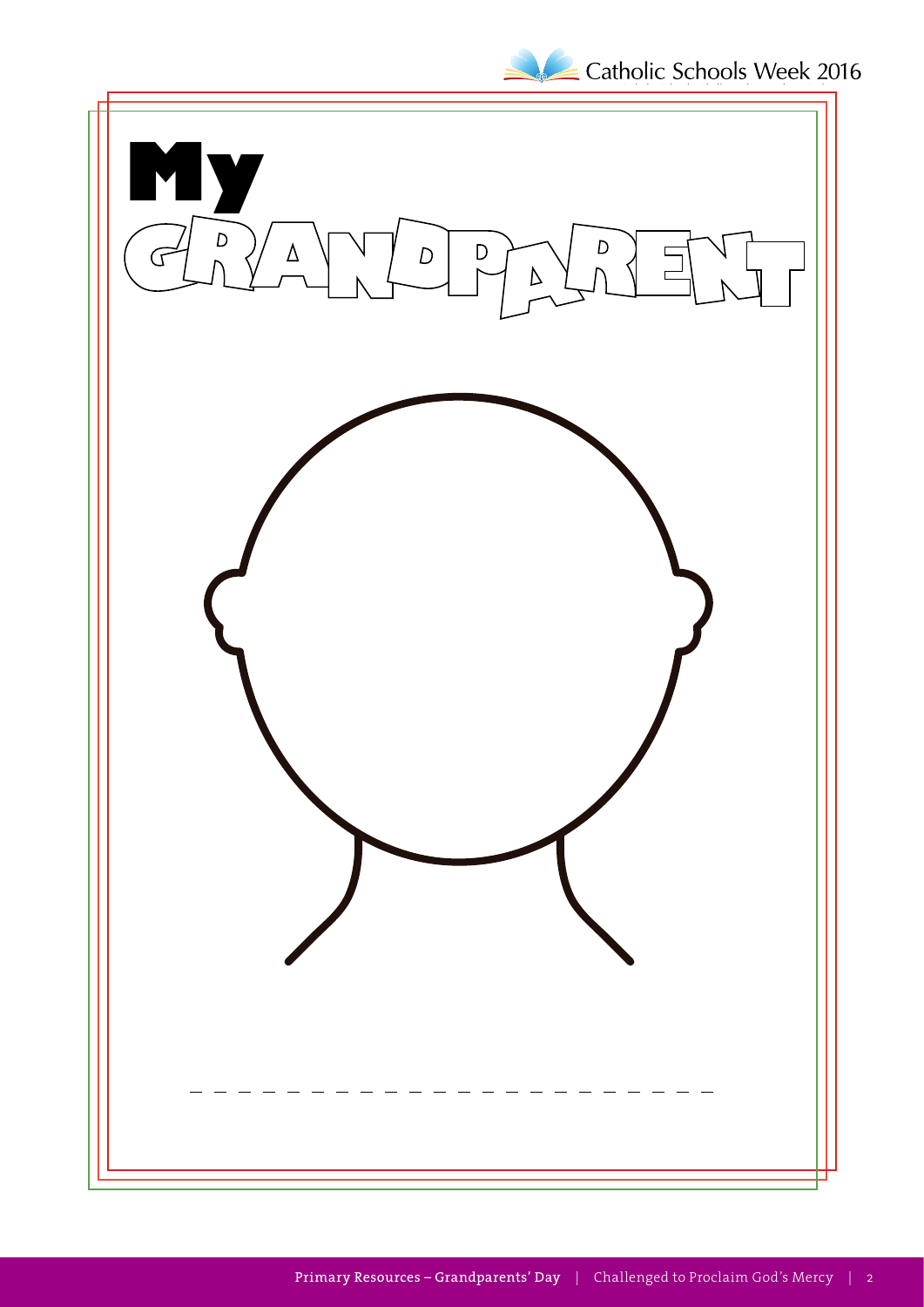# My GRANDPARENT

_ _ _ _ _ _ _ _ _ _ _ _ _ _ _ _ _ _ _ _ _ _ _ _ _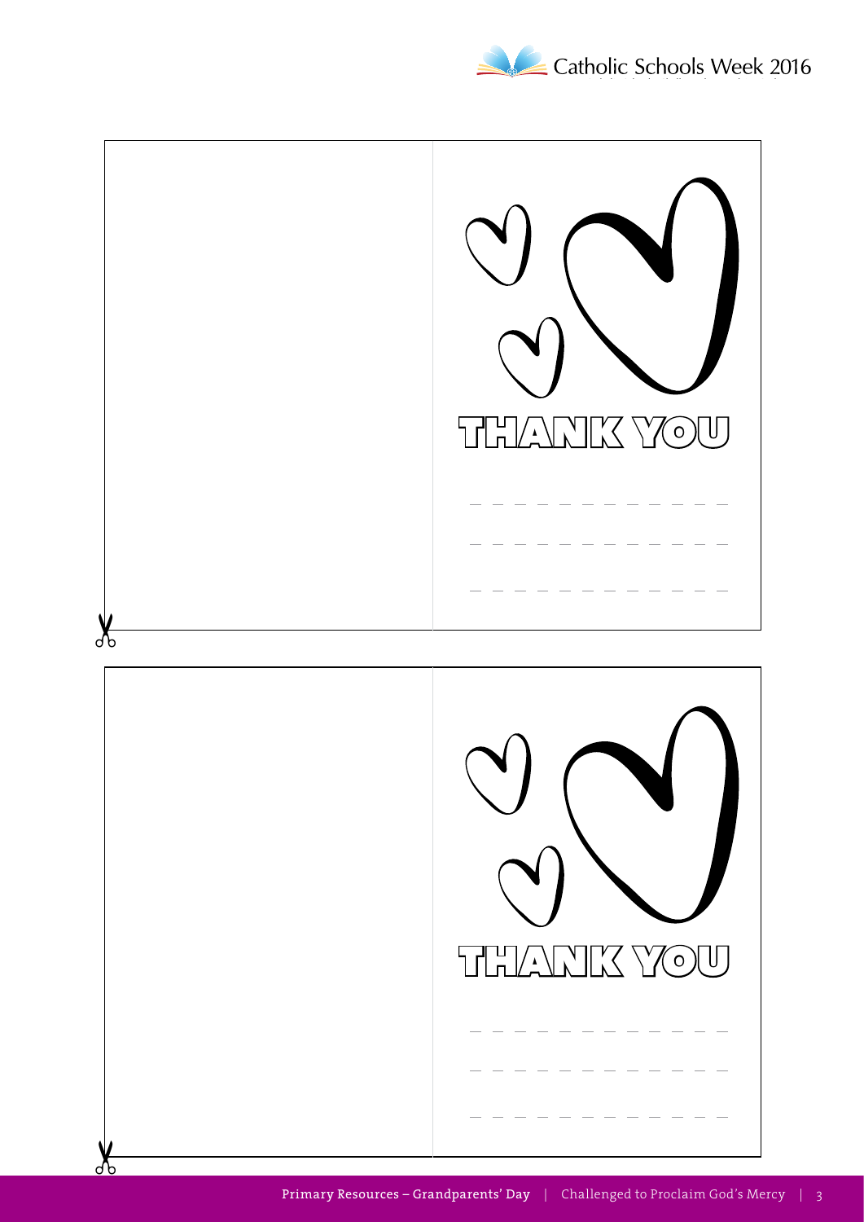THANK YOU

_ _ _ _ _ _ _ _ _ _ _ _ _

_ _ _ _ _ _ _ _ _ _ _ _ _

_ _ _ _ _ _ _ _ _ _ _ _ _

THANK YOU

_ _ _ _ _ _ _ _ _ _ _ _ _

_ _ _ _ _ _ _ _ _ _ _ _ _

_ _ _ _ _ _ _ _ _ _ _ _ _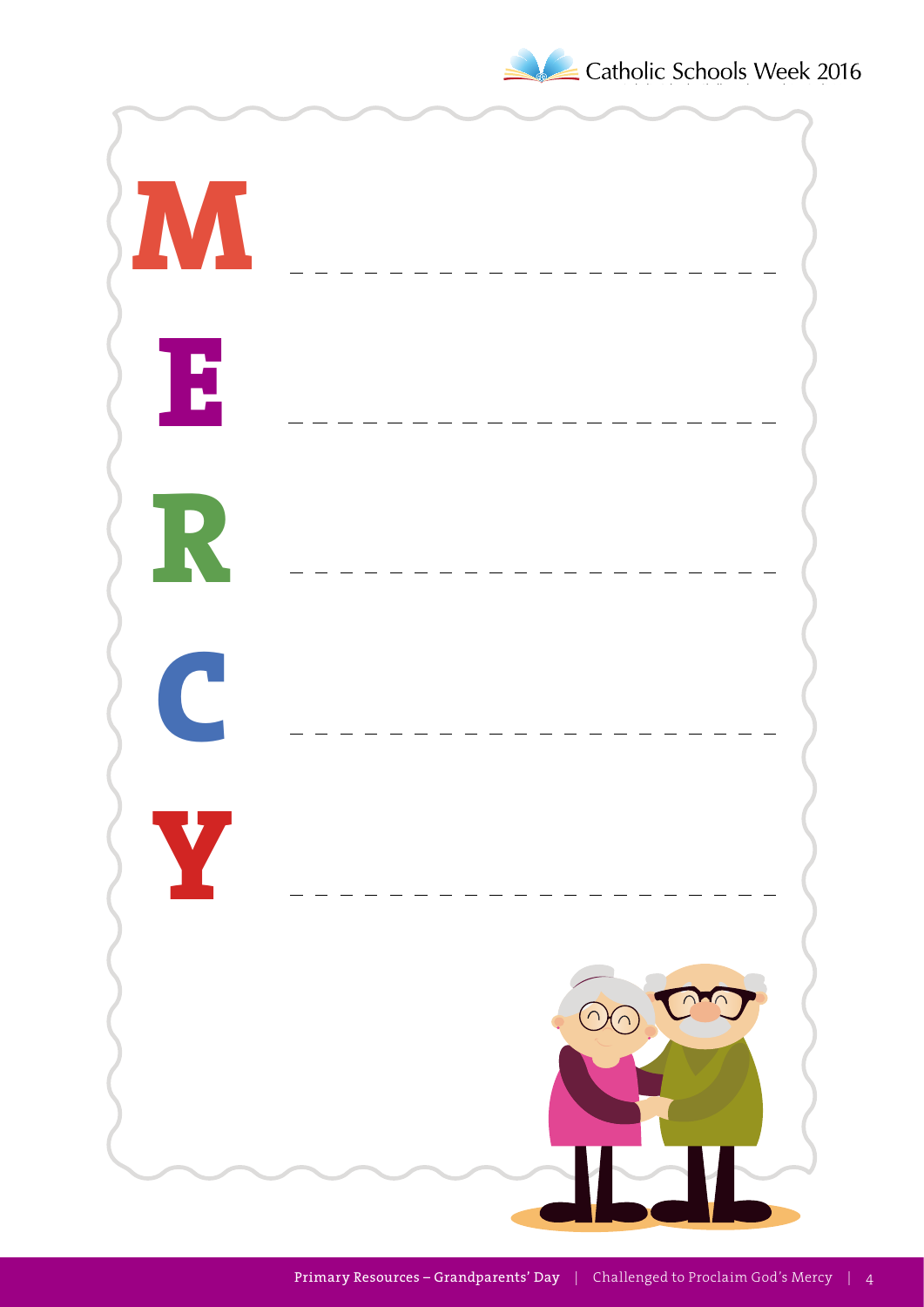M _ _ _ _ _ _ _ _ _ _ _ _ _ _ _ _ _ _ _ _

E _ _ _ _ _ _ _ _ _ _ _ _ _ _ _ _ _ _ _ _

R _ _ _ _ _ _ _ _ _ _ _ _ _ _ _ _ _ _ _ _

C _ _ _ _ _ _ _ _ _ _ _ _ _ _ _ _ _ _ _ _

Y _ _ _ _ _ _ _ _ _ _ _ _ _ _ _ _ _ _ _ _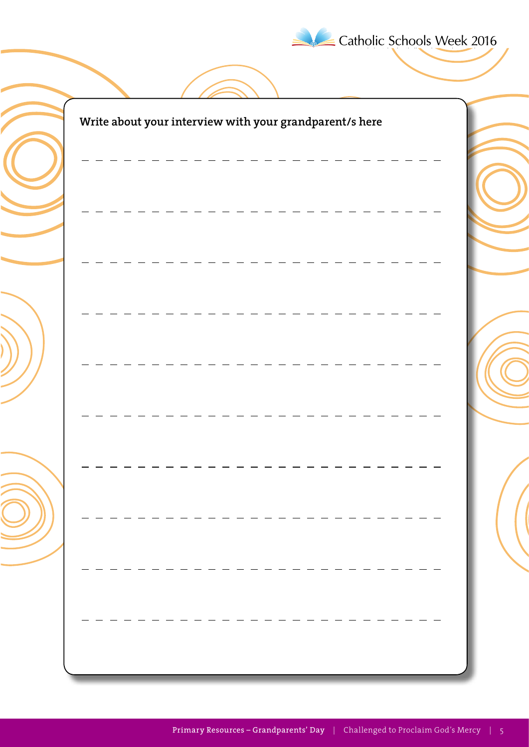**Write about your interview with your grandparent/s here**

\_ \_ \_ \_ \_ \_ \_ \_ \_ \_ \_ \_ \_ \_ \_ \_ \_ \_ \_ \_ \_ \_ \_ \_ \_ \_

\_ \_ \_ \_ \_ \_ \_ \_ \_ \_ \_ \_ \_ \_ \_ \_ \_ \_ \_ \_ \_ \_ \_ \_ \_ \_

\_ \_ \_ \_ \_ \_ \_ \_ \_ \_ \_ \_ \_ \_ \_ \_ \_ \_ \_ \_ \_ \_ \_ \_ \_ \_

\_ \_ \_ \_ \_ \_ \_ \_ \_ \_ \_ \_ \_ \_ \_ \_ \_ \_ \_ \_ \_ \_ \_ \_ \_ \_

\_ \_ \_ \_ \_ \_ \_ \_ \_ \_ \_ \_ \_ \_ \_ \_ \_ \_ \_ \_ \_ \_ \_ \_ \_ \_

\_ \_ \_ \_ \_ \_ \_ \_ \_ \_ \_ \_ \_ \_ \_ \_ \_ \_ \_ \_ \_ \_ \_ \_ \_ \_

\_ \_ \_ \_ \_ \_ \_ \_ \_ \_ \_ \_ \_ \_ \_ \_ \_ \_ \_ \_ \_ \_ \_ \_ \_ \_

\_ \_ \_ \_ \_ \_ \_ \_ \_ \_ \_ \_ \_ \_ \_ \_ \_ \_ \_ \_ \_ \_ \_ \_ \_ \_

\_ \_ \_ \_ \_ \_ \_ \_ \_ \_ \_ \_ \_ \_ \_ \_ \_ \_ \_ \_ \_ \_ \_ \_ \_ \_

\_ \_ \_ \_ \_ \_ \_ \_ \_ \_ \_ \_ \_ \_ \_ \_ \_ \_ \_ \_ \_ \_ \_ \_ \_ \_